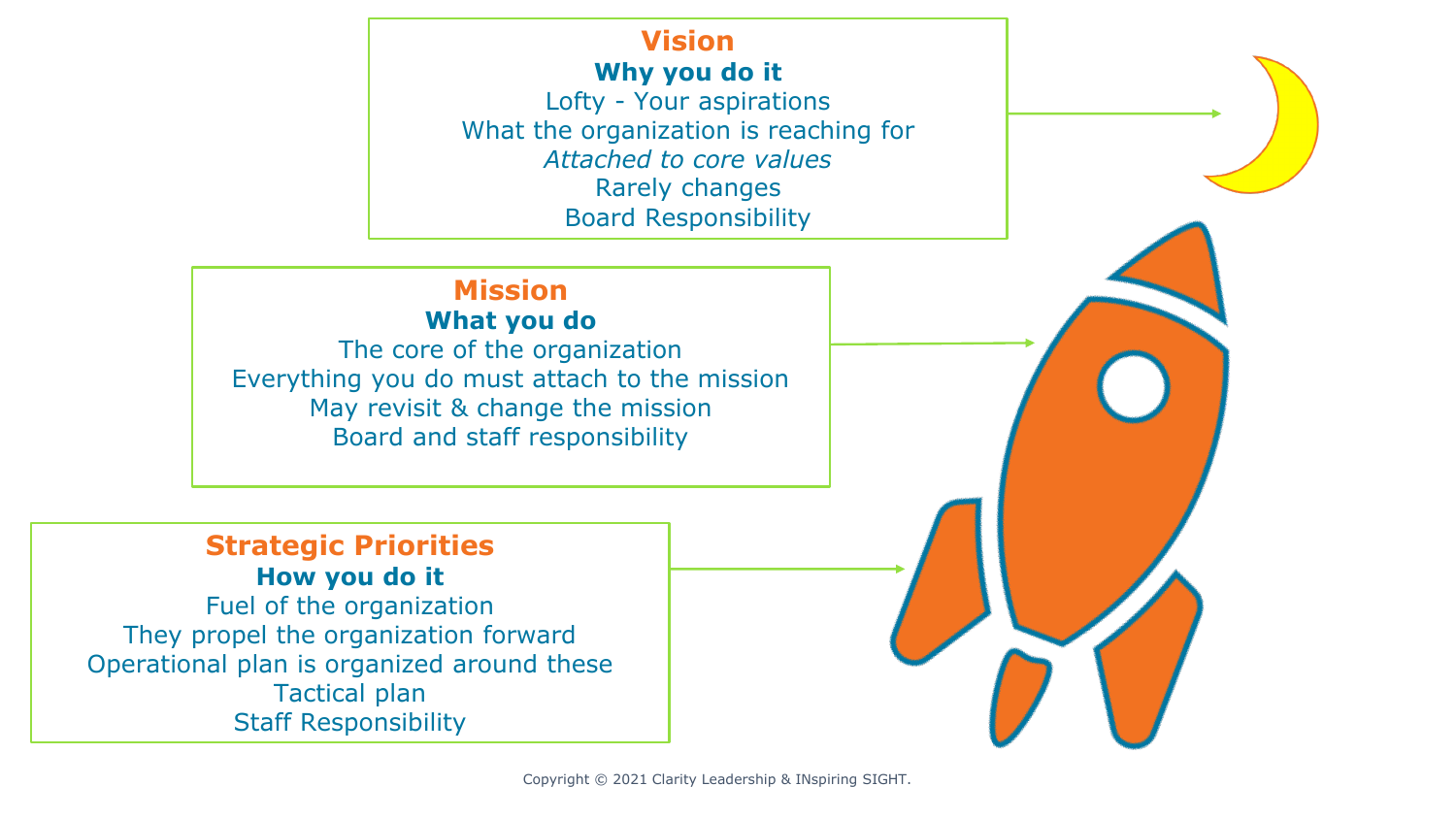## Vision

**Why you do it**

Lofty - Your aspirations

What the organization is reaching for

*Attached to core values*

Rarely changes

Board Responsibility

## Mission

**What you do**

The core of the organization

Everything you do must attach to the mission

May revisit & change the mission

Board and staff responsibility

## Strategic Priorities

**How you do it**

Fuel of the organization

They propel the organization forward

Operational plan is organized around these

Tactical plan

Staff Responsibility

Copyright © 2021 Clarity Leadership & INspiring SIGHT.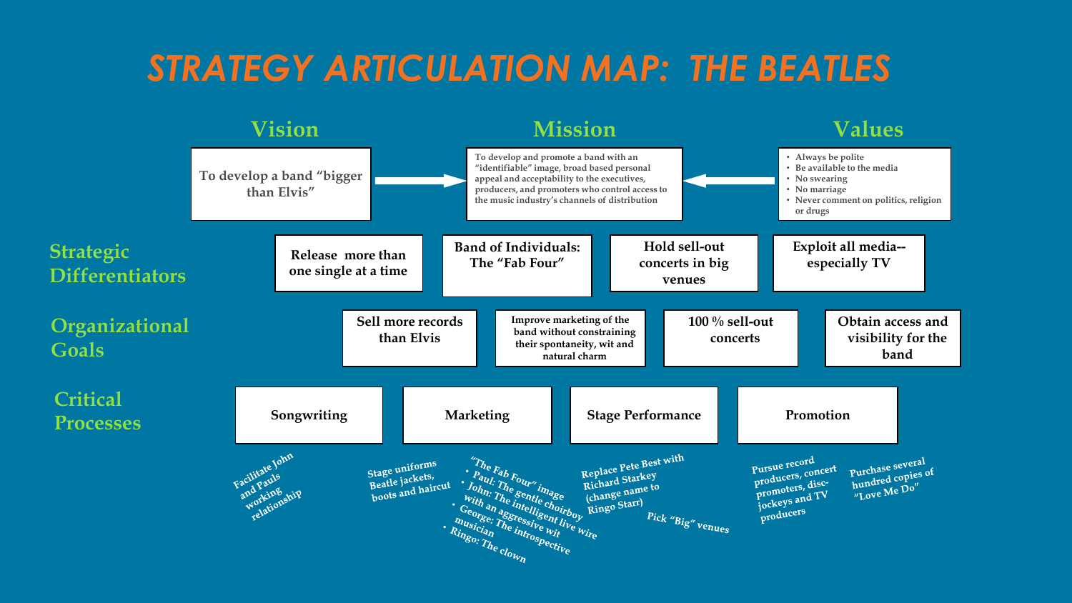# STRATEGY ARTICULATION MAP: THE BEATLES

## Vision

To develop a band "bigger than Elvis"

## Mission

To develop and promote a band with an "identifiable" image, broad based personal appeal and acceptability to the executives, producers, and promoters who control access to the music industry's channels of distribution

## Values

- Always be polite
- Be available to the media
- No swearing
- No marriage
- Never comment on politics, religion or drugs

## Strategic Differentiators

- Release more than one single at a time
- Band of Individuals: The "Fab Four"
- Hold sell-out concerts in big venues
- Exploit all media--especially TV

## Organizational Goals

- Sell more records than Elvis
- Improve marketing of the band without constraining their spontaneity, wit and natural charm
- 100 % sell-out concerts
- Obtain access and visibility for the band

## Critical Processes

**Songwriting**

- Facilitate John and Pauls working relationship

**Marketing**

- Stage uniforms Beatle jackets, boots and haircut
- "The Fab Four" image
  - Paul: The gentle choirboy
  - John: The intelligent live wire with an aggressive wit
  - George: The introspective musician
  - Ringo: The clown

**Stage Performance**

- Replace Pete Best with Richard Starkey (change name to Ringo Starr)
- Pick "Big" venues

**Promotion**

- Pursue record producers, concert promoters, disc-jockeys and TV producers
- Purchase several hundred copies of "Love Me Do"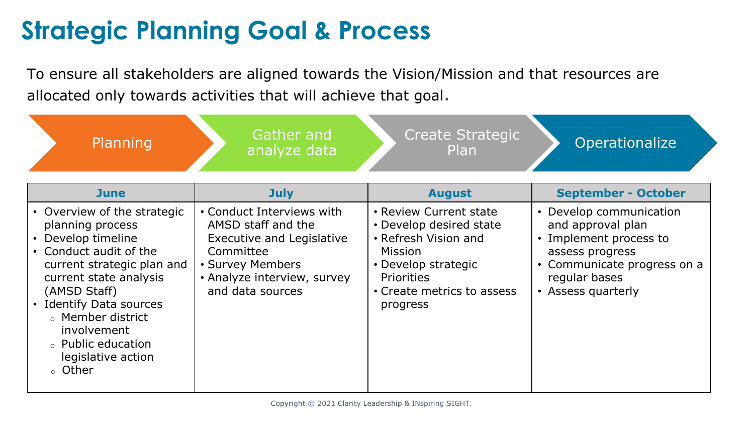# Strategic Planning Goal & Process

To ensure all stakeholders are aligned towards the Vision/Mission and that resources are allocated only towards activities that will achieve that goal.

| Planning | Gather and analyze data | Create Strategic Plan | Operationalize |
|---|---|---|---|
| **June** | **July** | **August** | **September - October** |
| • Overview of the strategic planning process<br>• Develop timeline<br>• Conduct audit of the current strategic plan and current state analysis (AMSD Staff)<br>• Identify Data sources<br>  ○ Member district involvement<br>  ○ Public education legislative action<br>  ○ Other | • Conduct Interviews with AMSD staff and the Executive and Legislative Committee<br>• Survey Members<br>• Analyze interview, survey and data sources | • Review Current state<br>• Develop desired state<br>• Refresh Vision and Mission<br>• Develop strategic Priorities<br>• Create metrics to assess progress | • Develop communication and approval plan<br>• Implement process to assess progress<br>• Communicate progress on a regular bases<br>• Assess quarterly |

Copyright © 2021 Clarity Leadership & INspiring SIGHT.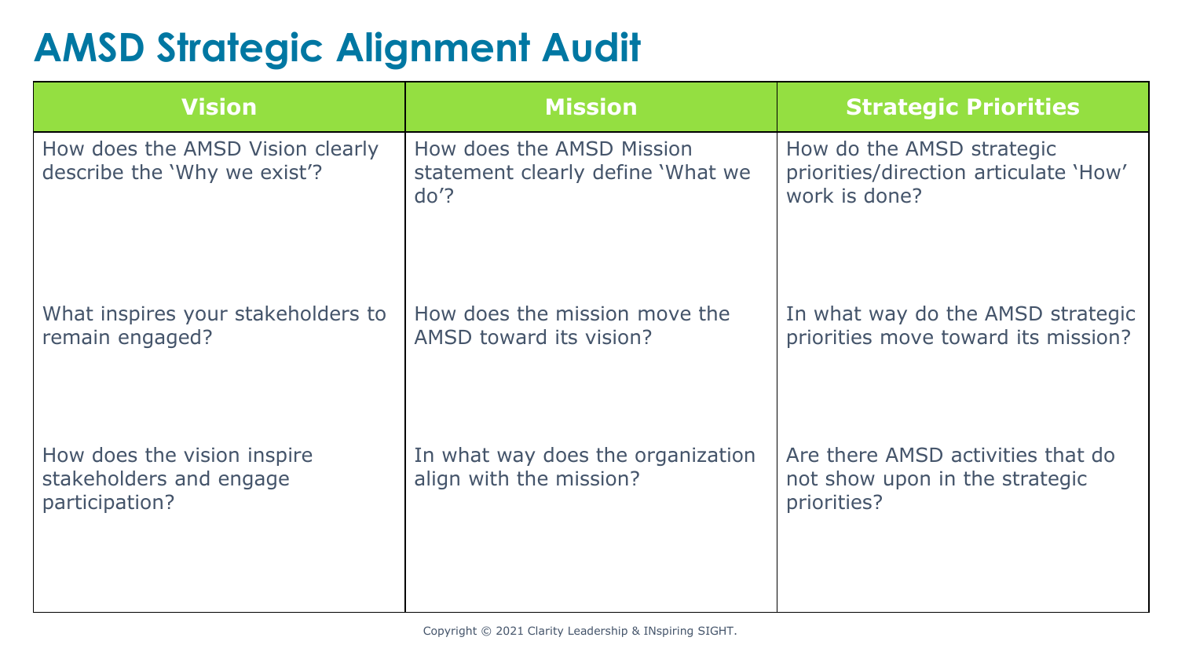# AMSD Strategic Alignment Audit

| Vision | Mission | Strategic Priorities |
|---|---|---|
| How does the AMSD Vision clearly describe the 'Why we exist'? | How does the AMSD Mission statement clearly define 'What we do'? | How do the AMSD strategic priorities/direction articulate 'How' work is done? |
| What inspires your stakeholders to remain engaged? | How does the mission move the AMSD toward its vision? | In what way do the AMSD strategic priorities move toward its mission? |
| How does the vision inspire stakeholders and engage participation? | In what way does the organization align with the mission? | Are there AMSD activities that do not show upon in the strategic priorities? |

Copyright © 2021 Clarity Leadership & INspiring SIGHT.